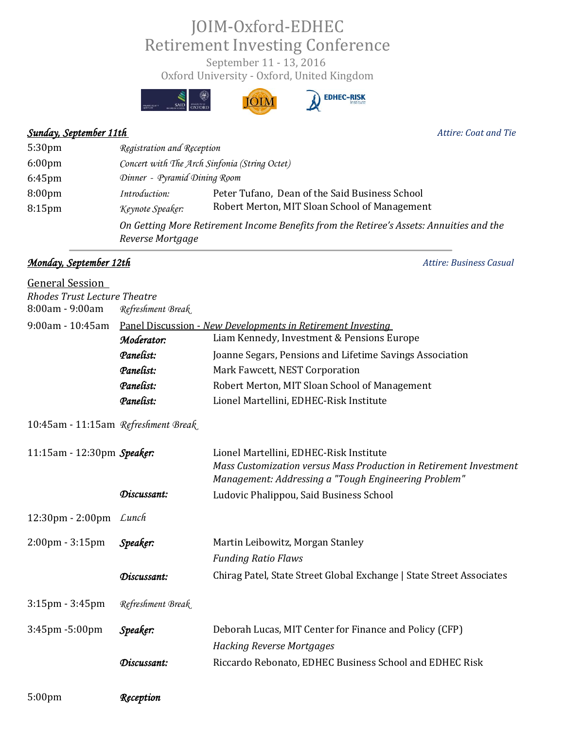# JOIM-Oxford-EDHEC
# Retirement Investing Conference

September 11 - 13, 2016
Oxford University - Oxford, United Kingdom

## *Sunday, September 11th*

*Attire: Coat and Tie*

| | | |
|---|---|---|
| 5:30pm | *Registration and Reception* | |
| 6:00pm | *Concert with The Arch Sinfonia (String Octet)* | |
| 6:45pm | *Dinner - Pyramid Dining Room* | |
| 8:00pm | *Introduction:* | Peter Tufano, Dean of the Said Business School |
| 8:15pm | *Keynote Speaker:* | Robert Merton, MIT Sloan School of Management |
| | *On Getting More Retirement Income Benefits from the Retiree's Assets: Annuities and the Reverse Mortgage* | |

## *Monday, September 12th*

*Attire: Business Casual*

### General Session

*Rhodes Trust Lecture Theatre*

| | | |
|---|---|---|
| 8:00am - 9:00am | *Refreshment Break* | |
| 9:00am - 10:45am | Panel Discussion - *New Developments in Retirement Investing* | |
| | ***Moderator:*** | Liam Kennedy, Investment & Pensions Europe |
| | ***Panelist:*** | Joanne Segars, Pensions and Lifetime Savings Association |
| | ***Panelist:*** | Mark Fawcett, NEST Corporation |
| | ***Panelist:*** | Robert Merton, MIT Sloan School of Management |
| | ***Panelist:*** | Lionel Martellini, EDHEC-Risk Institute |
| 10:45am - 11:15am | *Refreshment Break* | |
| 11:15am - 12:30pm | ***Speaker:*** | Lionel Martellini, EDHEC-Risk Institute<br>*Mass Customization versus Mass Production in Retirement Investment Management: Addressing a "Tough Engineering Problem"* |
| | ***Discussant:*** | Ludovic Phalippou, Said Business School |
| 12:30pm - 2:00pm | *Lunch* | |
| 2:00pm - 3:15pm | ***Speaker:*** | Martin Leibowitz, Morgan Stanley<br>*Funding Ratio Flaws* |
| | ***Discussant:*** | Chirag Patel, State Street Global Exchange \| State Street Associates |
| 3:15pm - 3:45pm | *Refreshment Break* | |
| 3:45pm -5:00pm | ***Speaker:*** | Deborah Lucas, MIT Center for Finance and Policy (CFP)<br>*Hacking Reverse Mortgages* |
| | ***Discussant:*** | Riccardo Rebonato, EDHEC Business School and EDHEC Risk |
| 5:00pm | ***Reception*** | |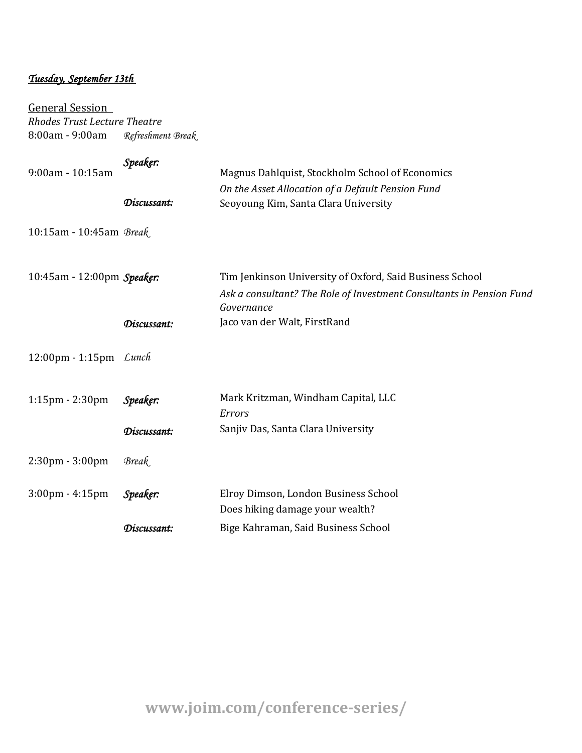***Tuesday, September 13th***

General Session
*Rhodes Trust Lecture Theatre*

| | | |
|---|---|---|
| 8:00am - 9:00am | *Refreshment Break* | |
| 9:00am - 10:15am | ***Speaker:*** | Magnus Dahlquist, Stockholm School of Economics |
| | | *On the Asset Allocation of a Default Pension Fund* |
| | ***Discussant:*** | Seoyoung Kim, Santa Clara University |
| 10:15am - 10:45am | *Break* | |
| 10:45am - 12:00pm | ***Speaker:*** | Tim Jenkinson University of Oxford, Said Business School |
| | | *Ask a consultant? The Role of Investment Consultants in Pension Fund Governance* |
| | ***Discussant:*** | Jaco van der Walt, FirstRand |
| 12:00pm - 1:15pm | *Lunch* | |
| 1:15pm - 2:30pm | ***Speaker:*** | Mark Kritzman, Windham Capital, LLC |
| | | *Errors* |
| | ***Discussant:*** | Sanjiv Das, Santa Clara University |
| 2:30pm - 3:00pm | *Break* | |
| 3:00pm - 4:15pm | ***Speaker:*** | Elroy Dimson, London Business School |
| | | Does hiking damage your wealth? |
| | ***Discussant:*** | Bige Kahraman, Said Business School |

**www.joim.com/conference-series/**